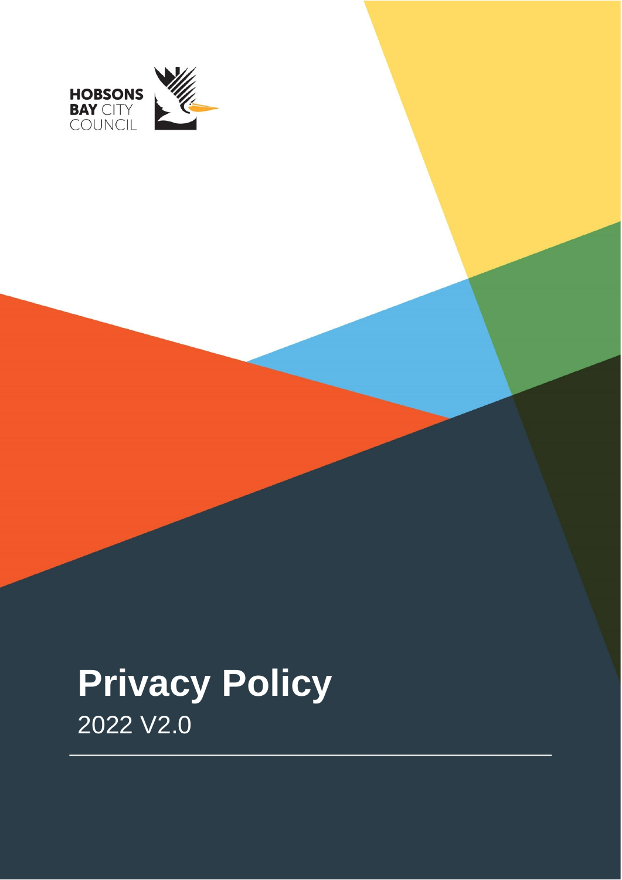HOBSONS BAY CITY COUNCIL

# Privacy Policy

2022 V2.0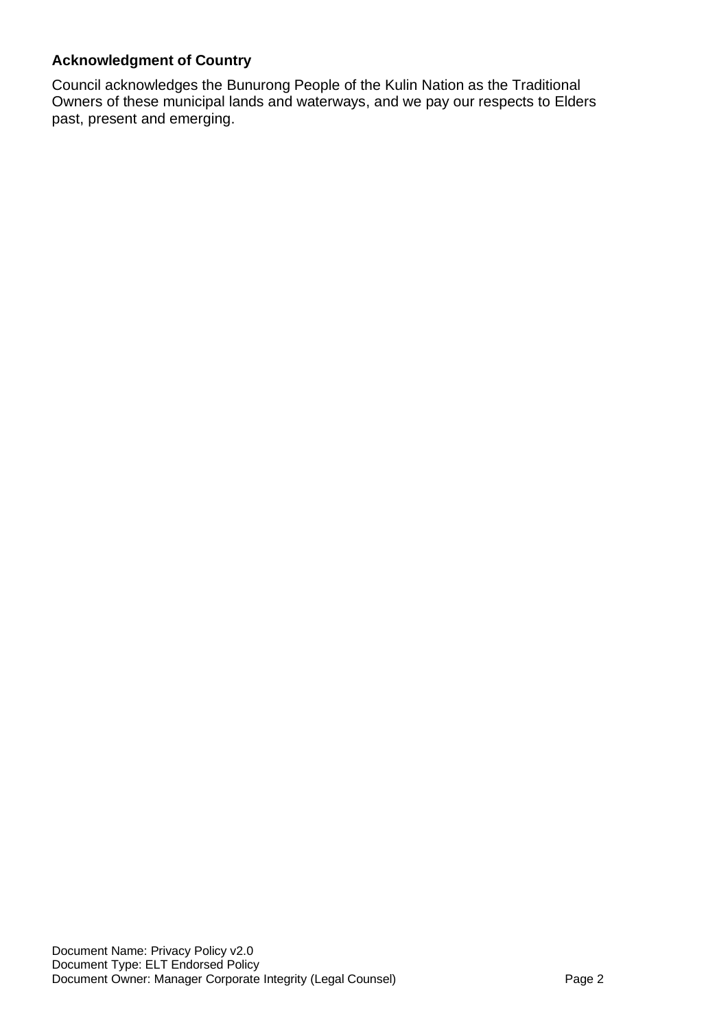**Acknowledgment of Country**

Council acknowledges the Bunurong People of the Kulin Nation as the Traditional Owners of these municipal lands and waterways, and we pay our respects to Elders past, present and emerging.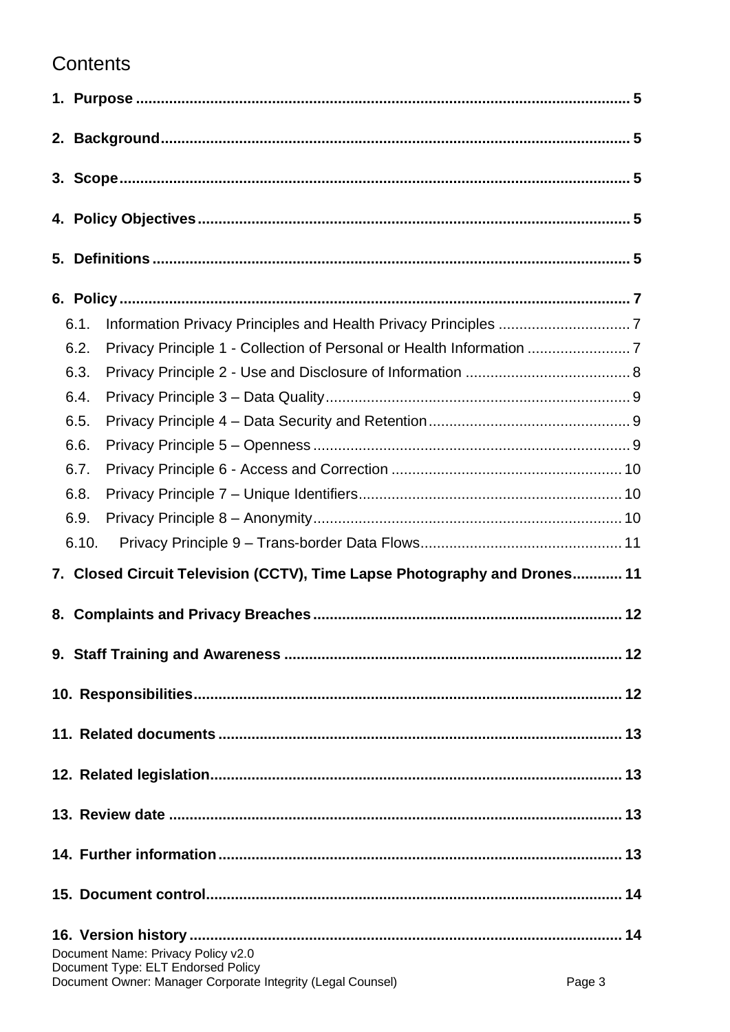# Contents

1. Purpose ..... 5
2. Background ..... 5
3. Scope ..... 5
4. Policy Objectives ..... 5
5. Definitions ..... 5
6. Policy ..... 7
   - 6.1. Information Privacy Principles and Health Privacy Principles ..... 7
   - 6.2. Privacy Principle 1 - Collection of Personal or Health Information ..... 7
   - 6.3. Privacy Principle 2 - Use and Disclosure of Information ..... 8
   - 6.4. Privacy Principle 3 – Data Quality ..... 9
   - 6.5. Privacy Principle 4 – Data Security and Retention ..... 9
   - 6.6. Privacy Principle 5 – Openness ..... 9
   - 6.7. Privacy Principle 6 - Access and Correction ..... 10
   - 6.8. Privacy Principle 7 – Unique Identifiers ..... 10
   - 6.9. Privacy Principle 8 – Anonymity ..... 10
   - 6.10. Privacy Principle 9 – Trans-border Data Flows ..... 11
7. Closed Circuit Television (CCTV), Time Lapse Photography and Drones ..... 11
8. Complaints and Privacy Breaches ..... 12
9. Staff Training and Awareness ..... 12
10. Responsibilities ..... 12
11. Related documents ..... 13
12. Related legislation ..... 13
13. Review date ..... 13
14. Further information ..... 13
15. Document control ..... 14
16. Version history ..... 14

Document Name: Privacy Policy v2.0
Document Type: ELT Endorsed Policy
Document Owner: Manager Corporate Integrity (Legal Counsel)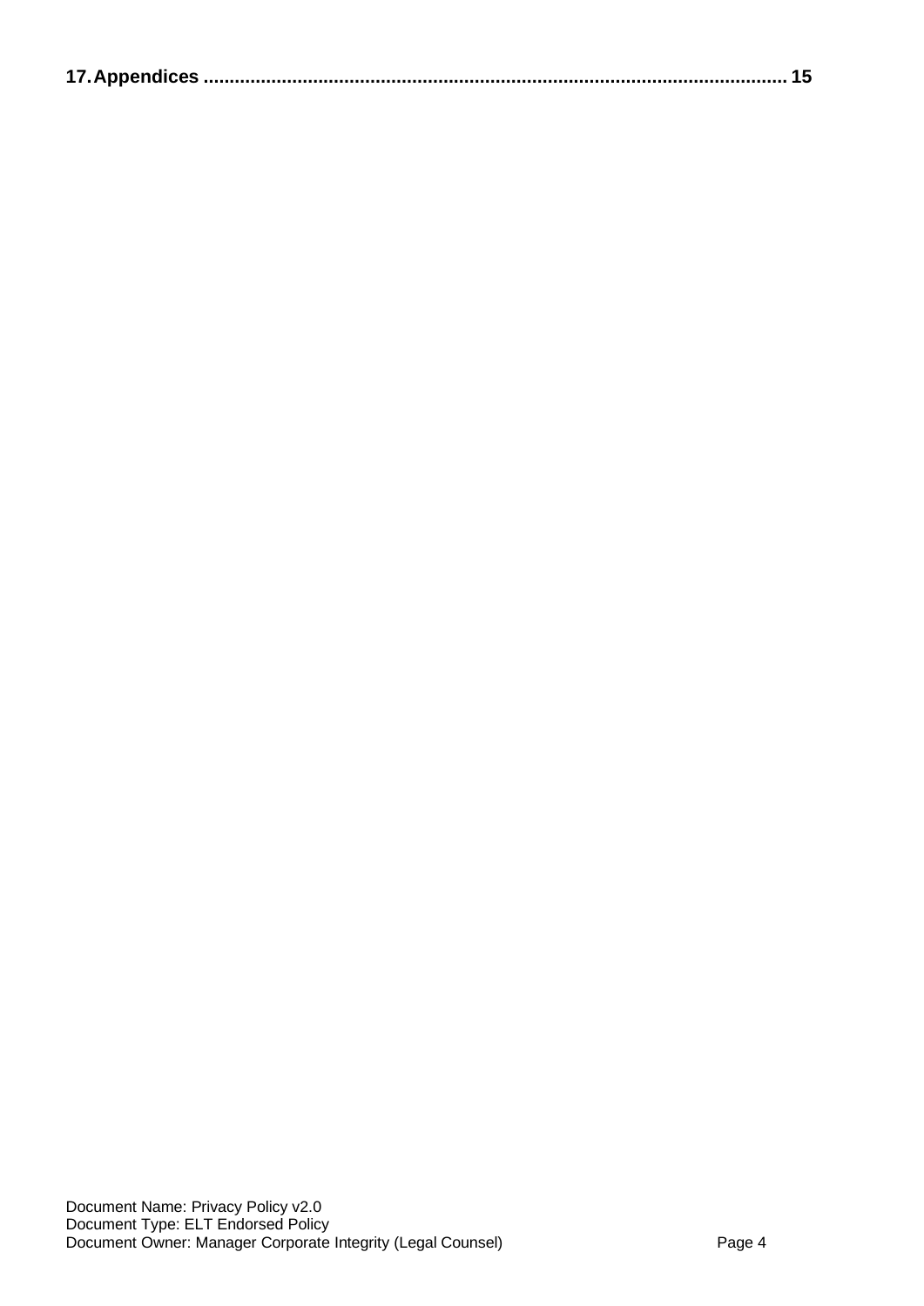**17. Appendices .......................................................................................................... 15**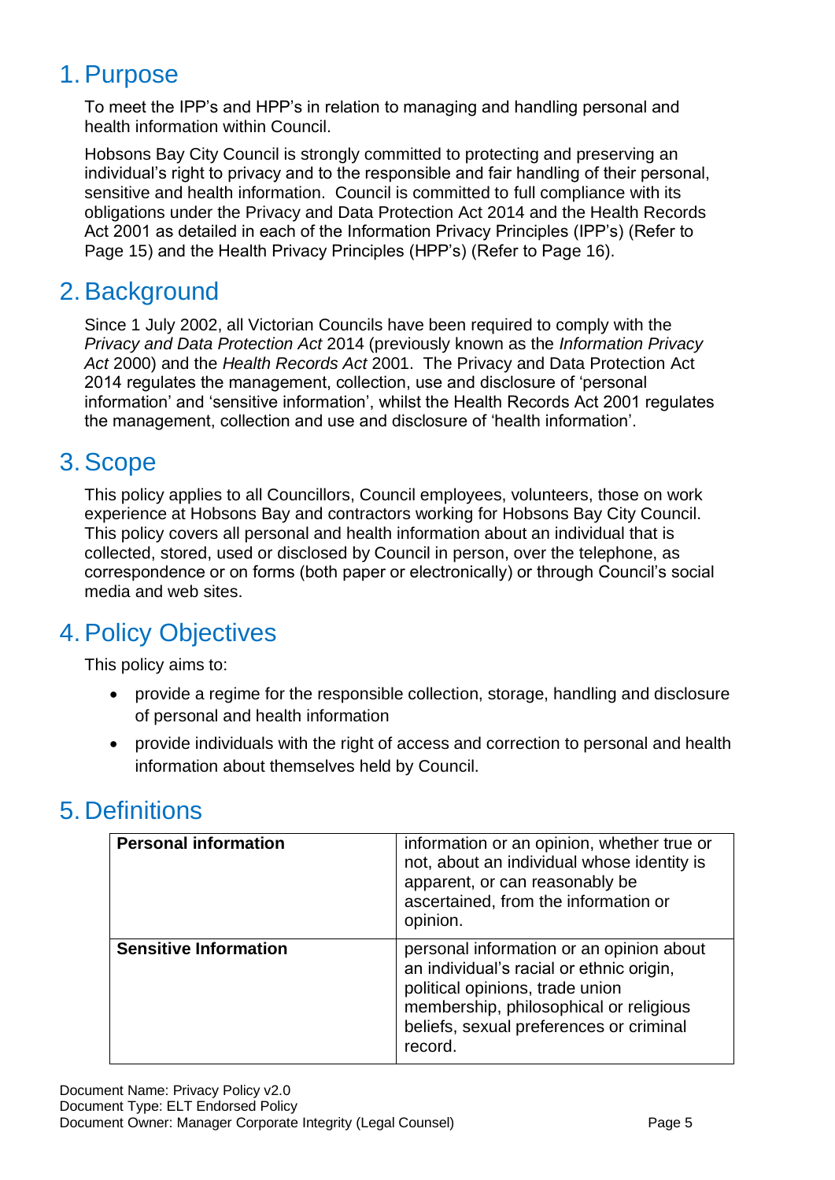## 1. Purpose

To meet the IPP's and HPP's in relation to managing and handling personal and health information within Council.

Hobsons Bay City Council is strongly committed to protecting and preserving an individual's right to privacy and to the responsible and fair handling of their personal, sensitive and health information. Council is committed to full compliance with its obligations under the Privacy and Data Protection Act 2014 and the Health Records Act 2001 as detailed in each of the Information Privacy Principles (IPP's) (Refer to Page 15) and the Health Privacy Principles (HPP's) (Refer to Page 16).

## 2. Background

Since 1 July 2002, all Victorian Councils have been required to comply with the *Privacy and Data Protection Act* 2014 (previously known as the *Information Privacy Act* 2000) and the *Health Records Act* 2001. The Privacy and Data Protection Act 2014 regulates the management, collection, use and disclosure of 'personal information' and 'sensitive information', whilst the Health Records Act 2001 regulates the management, collection and use and disclosure of 'health information'.

## 3. Scope

This policy applies to all Councillors, Council employees, volunteers, those on work experience at Hobsons Bay and contractors working for Hobsons Bay City Council. This policy covers all personal and health information about an individual that is collected, stored, used or disclosed by Council in person, over the telephone, as correspondence or on forms (both paper or electronically) or through Council's social media and web sites.

## 4. Policy Objectives

This policy aims to:

- provide a regime for the responsible collection, storage, handling and disclosure of personal and health information
- provide individuals with the right of access and correction to personal and health information about themselves held by Council.

## 5. Definitions

| | |
|---|---|
| **Personal information** | information or an opinion, whether true or not, about an individual whose identity is apparent, or can reasonably be ascertained, from the information or opinion. |
| **Sensitive Information** | personal information or an opinion about an individual's racial or ethnic origin, political opinions, trade union membership, philosophical or religious beliefs, sexual preferences or criminal record. |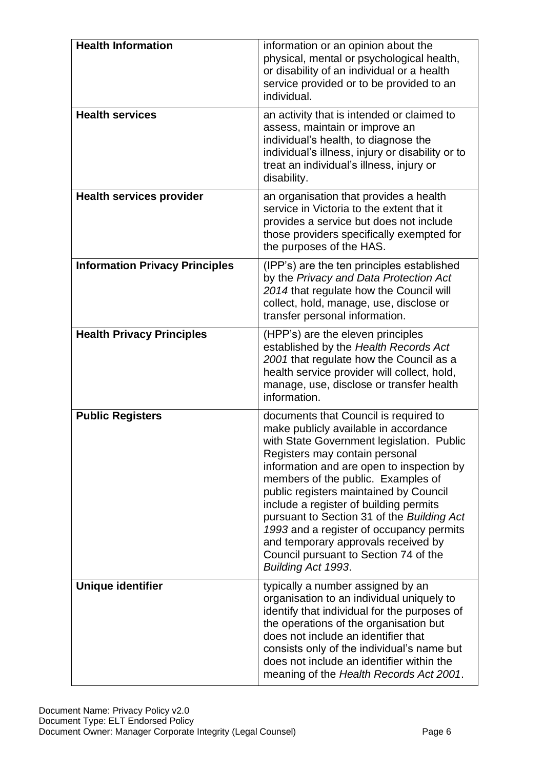| | |
|---|---|
| **Health Information** | information or an opinion about the physical, mental or psychological health, or disability of an individual or a health service provided or to be provided to an individual. |
| **Health services** | an activity that is intended or claimed to assess, maintain or improve an individual's health, to diagnose the individual's illness, injury or disability or to treat an individual's illness, injury or disability. |
| **Health services provider** | an organisation that provides a health service in Victoria to the extent that it provides a service but does not include those providers specifically exempted for the purposes of the HAS. |
| **Information Privacy Principles** | (IPP's) are the ten principles established by the *Privacy and Data Protection Act 2014* that regulate how the Council will collect, hold, manage, use, disclose or transfer personal information. |
| **Health Privacy Principles** | (HPP's) are the eleven principles established by the *Health Records Act 2001* that regulate how the Council as a health service provider will collect, hold, manage, use, disclose or transfer health information. |
| **Public Registers** | documents that Council is required to make publicly available in accordance with State Government legislation. Public Registers may contain personal information and are open to inspection by members of the public. Examples of public registers maintained by Council include a register of building permits pursuant to Section 31 of the *Building Act 1993* and a register of occupancy permits and temporary approvals received by Council pursuant to Section 74 of the *Building Act 1993*. |
| **Unique identifier** | typically a number assigned by an organisation to an individual uniquely to identify that individual for the purposes of the operations of the organisation but does not include an identifier that consists only of the individual's name but does not include an identifier within the meaning of the *Health Records Act 2001*. |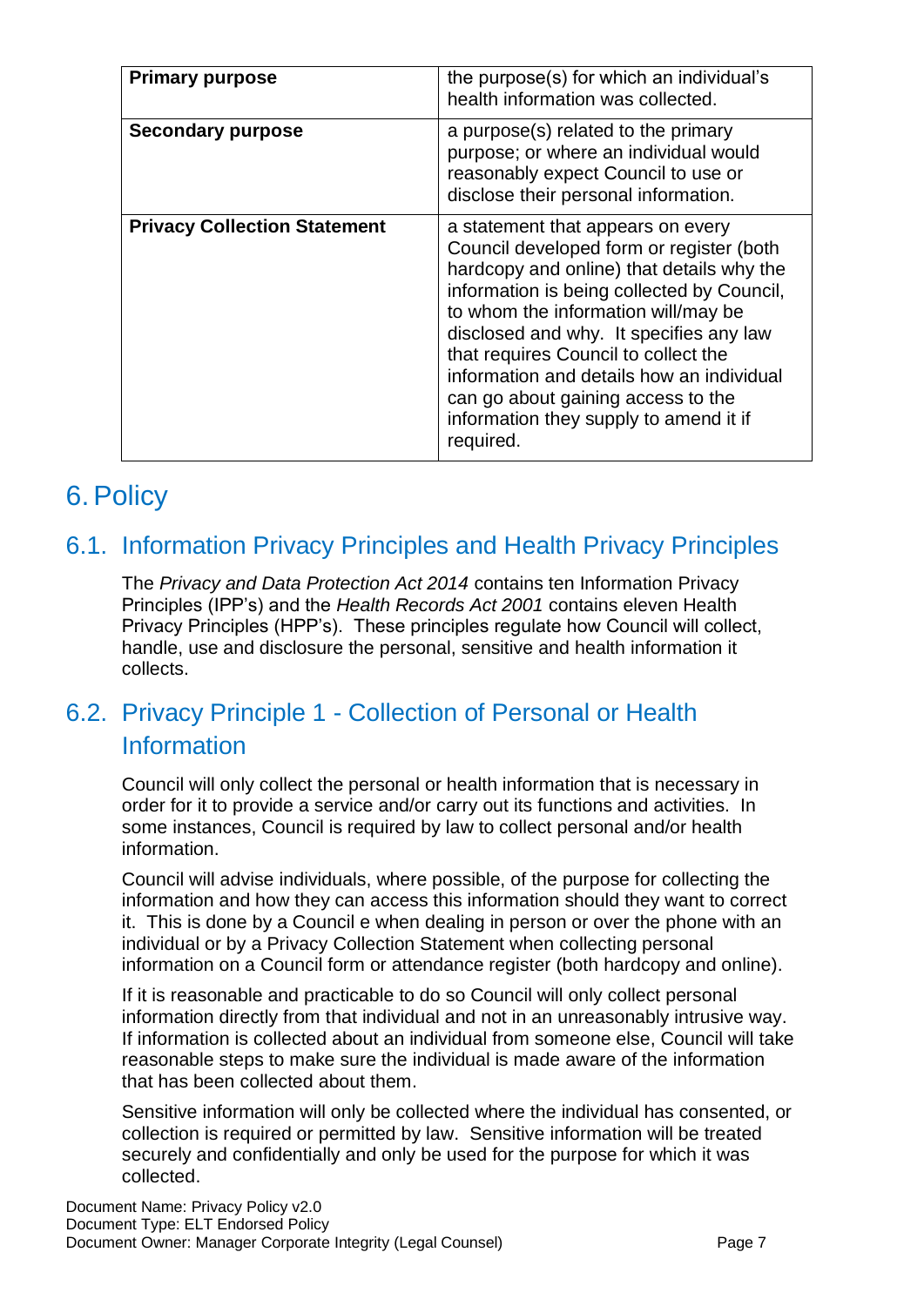| Primary purpose | the purpose(s) for which an individual's health information was collected. |
|---|---|
| **Secondary purpose** | a purpose(s) related to the primary purpose; or where an individual would reasonably expect Council to use or disclose their personal information. |
| **Privacy Collection Statement** | a statement that appears on every Council developed form or register (both hardcopy and online) that details why the information is being collected by Council, to whom the information will/may be disclosed and why. It specifies any law that requires Council to collect the information and details how an individual can go about gaining access to the information they supply to amend it if required. |

# 6. Policy

## 6.1. Information Privacy Principles and Health Privacy Principles

The *Privacy and Data Protection Act 2014* contains ten Information Privacy Principles (IPP's) and the *Health Records Act 2001* contains eleven Health Privacy Principles (HPP's). These principles regulate how Council will collect, handle, use and disclosure the personal, sensitive and health information it collects.

## 6.2. Privacy Principle 1 - Collection of Personal or Health Information

Council will only collect the personal or health information that is necessary in order for it to provide a service and/or carry out its functions and activities. In some instances, Council is required by law to collect personal and/or health information.

Council will advise individuals, where possible, of the purpose for collecting the information and how they can access this information should they want to correct it. This is done by a Council e when dealing in person or over the phone with an individual or by a Privacy Collection Statement when collecting personal information on a Council form or attendance register (both hardcopy and online).

If it is reasonable and practicable to do so Council will only collect personal information directly from that individual and not in an unreasonably intrusive way. If information is collected about an individual from someone else, Council will take reasonable steps to make sure the individual is made aware of the information that has been collected about them.

Sensitive information will only be collected where the individual has consented, or collection is required or permitted by law. Sensitive information will be treated securely and confidentially and only be used for the purpose for which it was collected.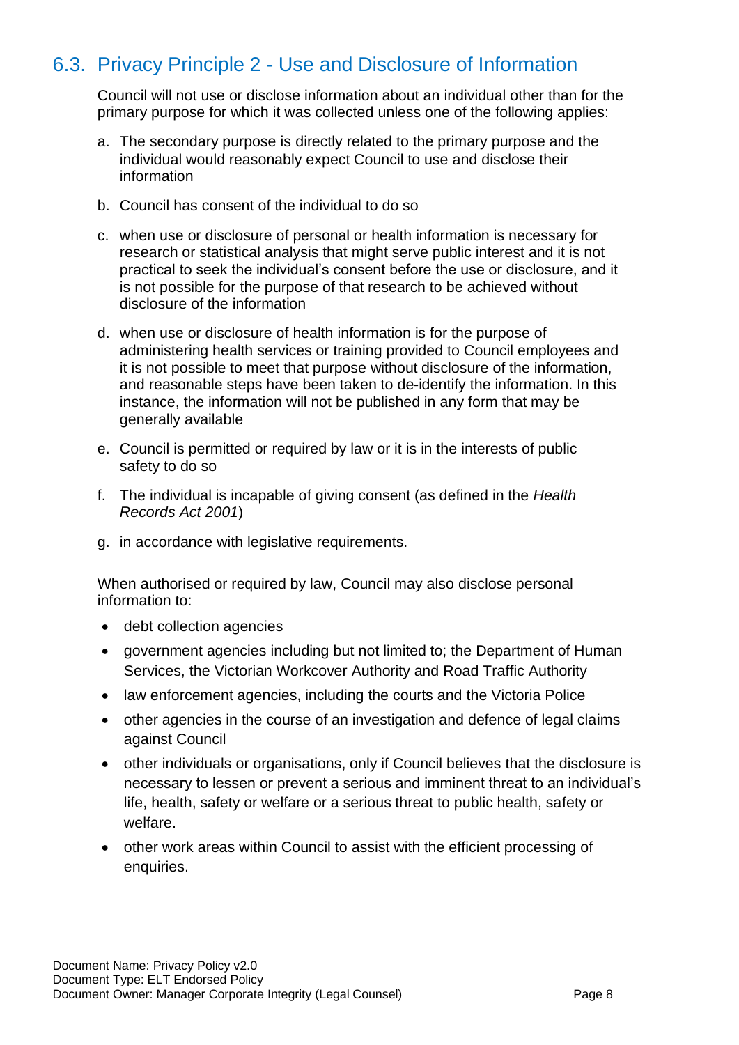## 6.3. Privacy Principle 2 - Use and Disclosure of Information

Council will not use or disclose information about an individual other than for the primary purpose for which it was collected unless one of the following applies:

a. The secondary purpose is directly related to the primary purpose and the individual would reasonably expect Council to use and disclose their information

b. Council has consent of the individual to do so

c. when use or disclosure of personal or health information is necessary for research or statistical analysis that might serve public interest and it is not practical to seek the individual's consent before the use or disclosure, and it is not possible for the purpose of that research to be achieved without disclosure of the information

d. when use or disclosure of health information is for the purpose of administering health services or training provided to Council employees and it is not possible to meet that purpose without disclosure of the information, and reasonable steps have been taken to de-identify the information. In this instance, the information will not be published in any form that may be generally available

e. Council is permitted or required by law or it is in the interests of public safety to do so

f. The individual is incapable of giving consent (as defined in the *Health Records Act 2001*)

g. in accordance with legislative requirements.

When authorised or required by law, Council may also disclose personal information to:

- debt collection agencies
- government agencies including but not limited to; the Department of Human Services, the Victorian Workcover Authority and Road Traffic Authority
- law enforcement agencies, including the courts and the Victoria Police
- other agencies in the course of an investigation and defence of legal claims against Council
- other individuals or organisations, only if Council believes that the disclosure is necessary to lessen or prevent a serious and imminent threat to an individual's life, health, safety or welfare or a serious threat to public health, safety or welfare.
- other work areas within Council to assist with the efficient processing of enquiries.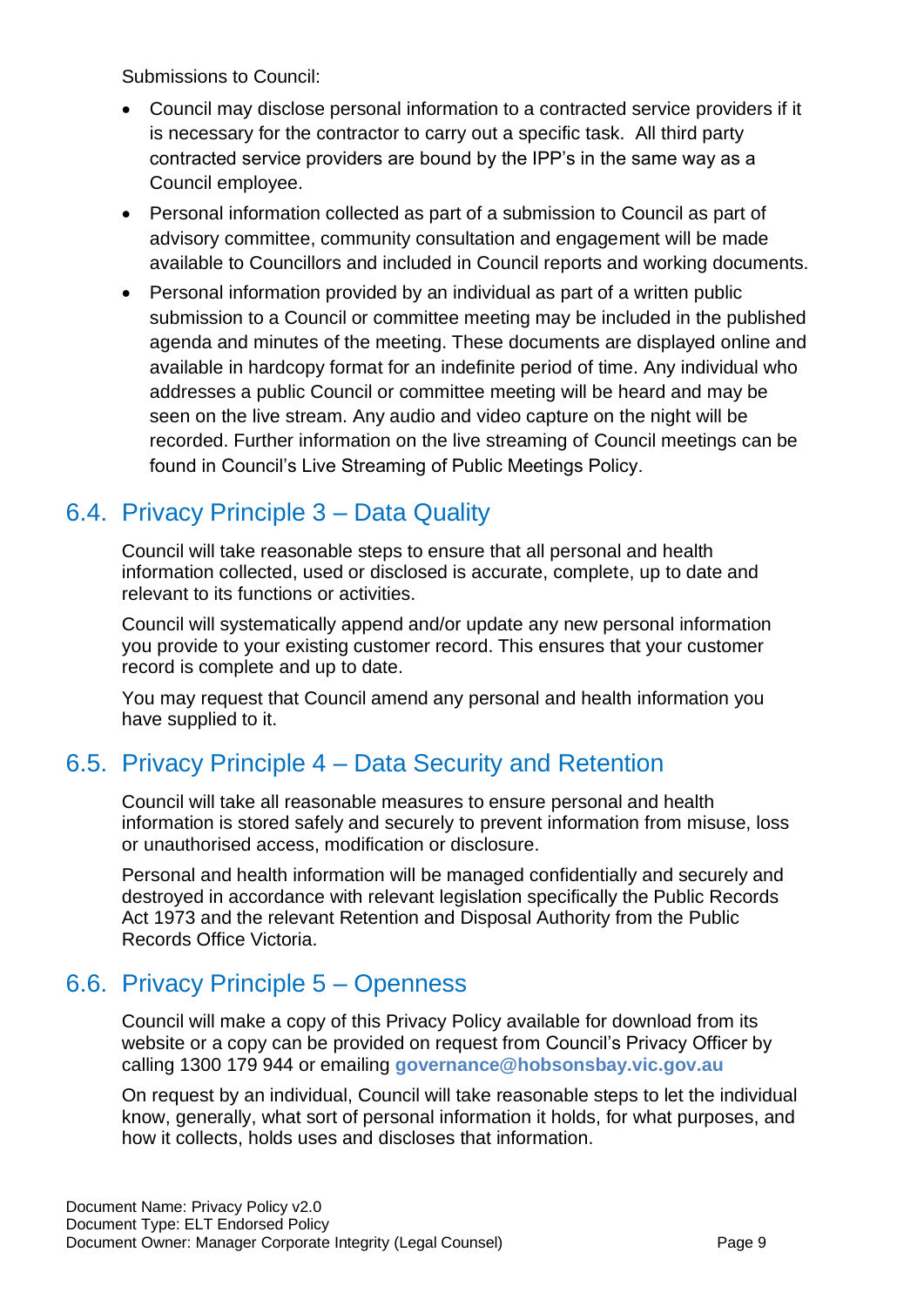Submissions to Council:

- Council may disclose personal information to a contracted service providers if it is necessary for the contractor to carry out a specific task. All third party contracted service providers are bound by the IPP's in the same way as a Council employee.
- Personal information collected as part of a submission to Council as part of advisory committee, community consultation and engagement will be made available to Councillors and included in Council reports and working documents.
- Personal information provided by an individual as part of a written public submission to a Council or committee meeting may be included in the published agenda and minutes of the meeting. These documents are displayed online and available in hardcopy format for an indefinite period of time. Any individual who addresses a public Council or committee meeting will be heard and may be seen on the live stream. Any audio and video capture on the night will be recorded. Further information on the live streaming of Council meetings can be found in Council's Live Streaming of Public Meetings Policy.

## 6.4. Privacy Principle 3 – Data Quality

Council will take reasonable steps to ensure that all personal and health information collected, used or disclosed is accurate, complete, up to date and relevant to its functions or activities.

Council will systematically append and/or update any new personal information you provide to your existing customer record. This ensures that your customer record is complete and up to date.

You may request that Council amend any personal and health information you have supplied to it.

## 6.5. Privacy Principle 4 – Data Security and Retention

Council will take all reasonable measures to ensure personal and health information is stored safely and securely to prevent information from misuse, loss or unauthorised access, modification or disclosure.

Personal and health information will be managed confidentially and securely and destroyed in accordance with relevant legislation specifically the Public Records Act 1973 and the relevant Retention and Disposal Authority from the Public Records Office Victoria.

## 6.6. Privacy Principle 5 – Openness

Council will make a copy of this Privacy Policy available for download from its website or a copy can be provided on request from Council's Privacy Officer by calling 1300 179 944 or emailing **governance@hobsonsbay.vic.gov.au**

On request by an individual, Council will take reasonable steps to let the individual know, generally, what sort of personal information it holds, for what purposes, and how it collects, holds uses and discloses that information.

Document Name: Privacy Policy v2.0
Document Type: ELT Endorsed Policy
Document Owner: Manager Corporate Integrity (Legal Counsel)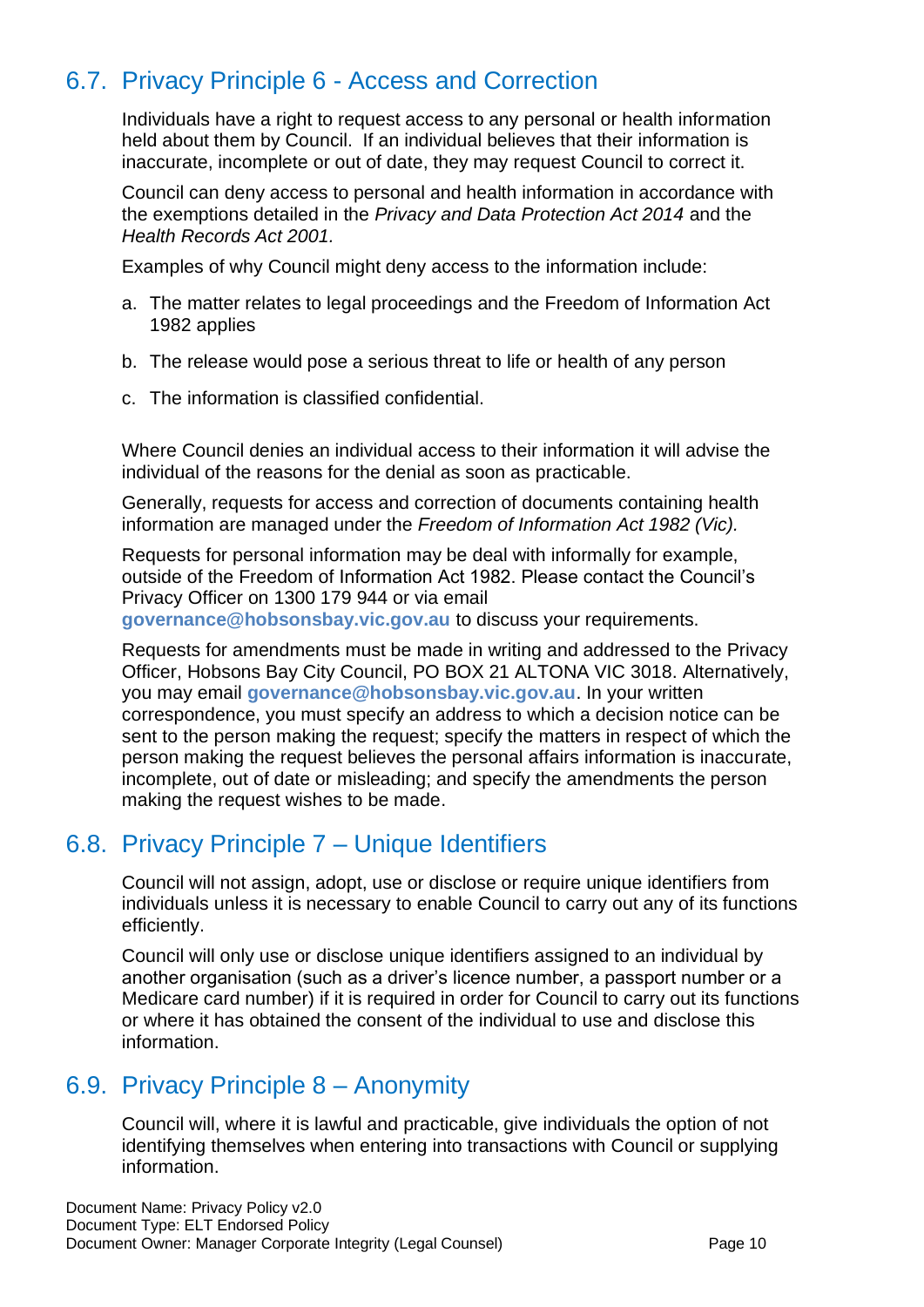## 6.7. Privacy Principle 6 - Access and Correction

Individuals have a right to request access to any personal or health information held about them by Council. If an individual believes that their information is inaccurate, incomplete or out of date, they may request Council to correct it.

Council can deny access to personal and health information in accordance with the exemptions detailed in the *Privacy and Data Protection Act 2014* and the *Health Records Act 2001.*

Examples of why Council might deny access to the information include:

a. The matter relates to legal proceedings and the Freedom of Information Act 1982 applies

b. The release would pose a serious threat to life or health of any person

c. The information is classified confidential.

Where Council denies an individual access to their information it will advise the individual of the reasons for the denial as soon as practicable.

Generally, requests for access and correction of documents containing health information are managed under the *Freedom of Information Act 1982 (Vic).*

Requests for personal information may be deal with informally for example, outside of the Freedom of Information Act 1982. Please contact the Council's Privacy Officer on 1300 179 944 or via email **governance@hobsonsbay.vic.gov.au** to discuss your requirements.

Requests for amendments must be made in writing and addressed to the Privacy Officer, Hobsons Bay City Council, PO BOX 21 ALTONA VIC 3018. Alternatively, you may email **governance@hobsonsbay.vic.gov.au**. In your written correspondence, you must specify an address to which a decision notice can be sent to the person making the request; specify the matters in respect of which the person making the request believes the personal affairs information is inaccurate, incomplete, out of date or misleading; and specify the amendments the person making the request wishes to be made.

## 6.8. Privacy Principle 7 – Unique Identifiers

Council will not assign, adopt, use or disclose or require unique identifiers from individuals unless it is necessary to enable Council to carry out any of its functions efficiently.

Council will only use or disclose unique identifiers assigned to an individual by another organisation (such as a driver's licence number, a passport number or a Medicare card number) if it is required in order for Council to carry out its functions or where it has obtained the consent of the individual to use and disclose this information.

## 6.9. Privacy Principle 8 – Anonymity

Council will, where it is lawful and practicable, give individuals the option of not identifying themselves when entering into transactions with Council or supplying information.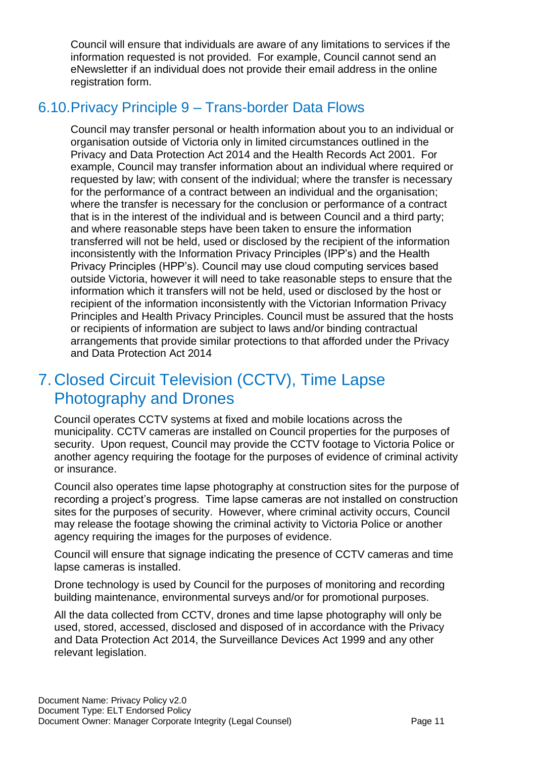Council will ensure that individuals are aware of any limitations to services if the information requested is not provided. For example, Council cannot send an eNewsletter if an individual does not provide their email address in the online registration form.

### 6.10. Privacy Principle 9 – Trans-border Data Flows

Council may transfer personal or health information about you to an individual or organisation outside of Victoria only in limited circumstances outlined in the Privacy and Data Protection Act 2014 and the Health Records Act 2001. For example, Council may transfer information about an individual where required or requested by law; with consent of the individual; where the transfer is necessary for the performance of a contract between an individual and the organisation; where the transfer is necessary for the conclusion or performance of a contract that is in the interest of the individual and is between Council and a third party; and where reasonable steps have been taken to ensure the information transferred will not be held, used or disclosed by the recipient of the information inconsistently with the Information Privacy Principles (IPP's) and the Health Privacy Principles (HPP's). Council may use cloud computing services based outside Victoria, however it will need to take reasonable steps to ensure that the information which it transfers will not be held, used or disclosed by the host or recipient of the information inconsistently with the Victorian Information Privacy Principles and Health Privacy Principles. Council must be assured that the hosts or recipients of information are subject to laws and/or binding contractual arrangements that provide similar protections to that afforded under the Privacy and Data Protection Act 2014

## 7. Closed Circuit Television (CCTV), Time Lapse Photography and Drones

Council operates CCTV systems at fixed and mobile locations across the municipality. CCTV cameras are installed on Council properties for the purposes of security. Upon request, Council may provide the CCTV footage to Victoria Police or another agency requiring the footage for the purposes of evidence of criminal activity or insurance.

Council also operates time lapse photography at construction sites for the purpose of recording a project's progress. Time lapse cameras are not installed on construction sites for the purposes of security. However, where criminal activity occurs, Council may release the footage showing the criminal activity to Victoria Police or another agency requiring the images for the purposes of evidence.

Council will ensure that signage indicating the presence of CCTV cameras and time lapse cameras is installed.

Drone technology is used by Council for the purposes of monitoring and recording building maintenance, environmental surveys and/or for promotional purposes.

All the data collected from CCTV, drones and time lapse photography will only be used, stored, accessed, disclosed and disposed of in accordance with the Privacy and Data Protection Act 2014, the Surveillance Devices Act 1999 and any other relevant legislation.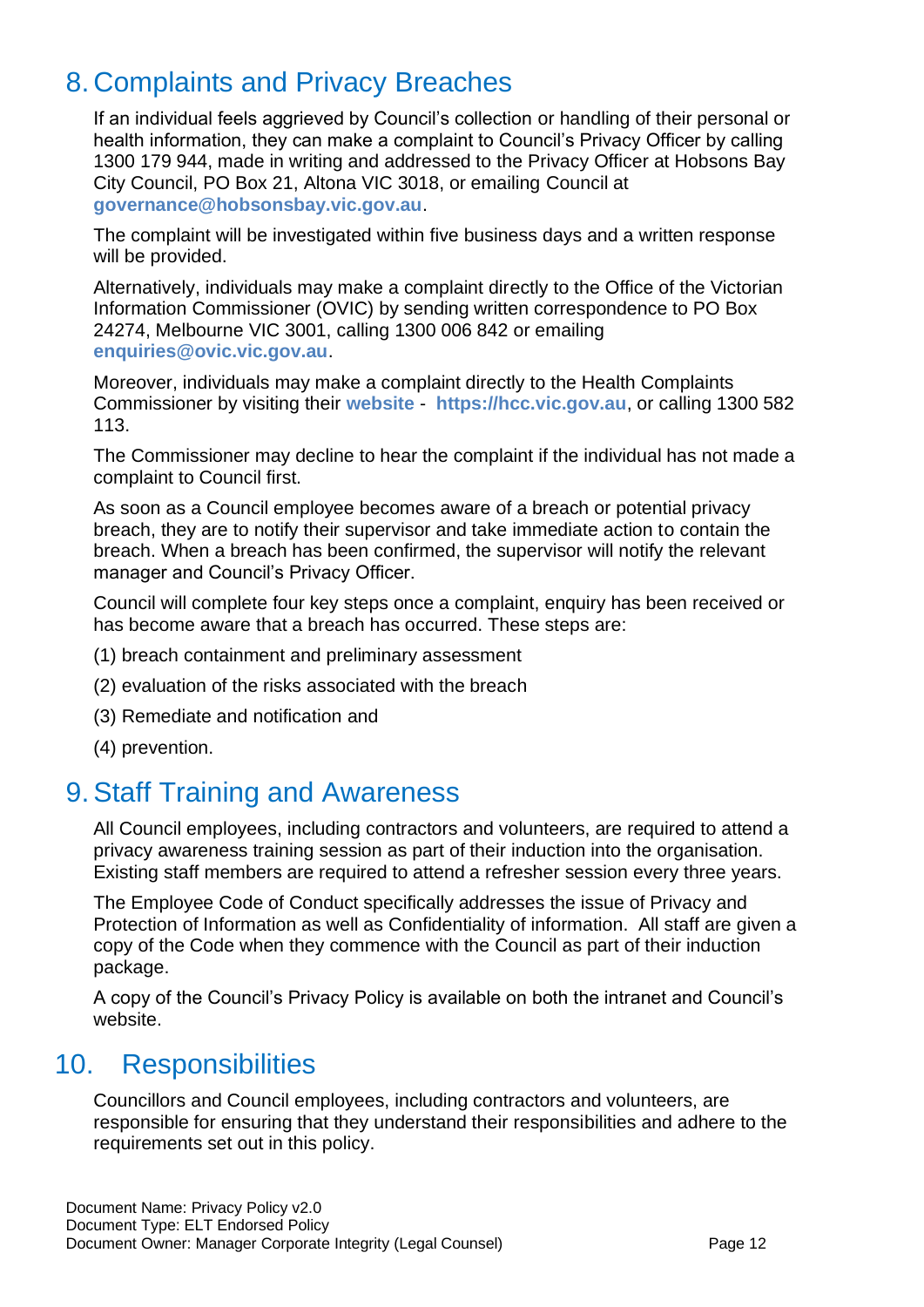## 8. Complaints and Privacy Breaches

If an individual feels aggrieved by Council's collection or handling of their personal or health information, they can make a complaint to Council's Privacy Officer by calling 1300 179 944, made in writing and addressed to the Privacy Officer at Hobsons Bay City Council, PO Box 21, Altona VIC 3018, or emailing Council at **governance@hobsonsbay.vic.gov.au**.

The complaint will be investigated within five business days and a written response will be provided.

Alternatively, individuals may make a complaint directly to the Office of the Victorian Information Commissioner (OVIC) by sending written correspondence to PO Box 24274, Melbourne VIC 3001, calling 1300 006 842 or emailing **enquiries@ovic.vic.gov.au**.

Moreover, individuals may make a complaint directly to the Health Complaints Commissioner by visiting their **website** - **https://hcc.vic.gov.au**, or calling 1300 582 113.

The Commissioner may decline to hear the complaint if the individual has not made a complaint to Council first.

As soon as a Council employee becomes aware of a breach or potential privacy breach, they are to notify their supervisor and take immediate action to contain the breach. When a breach has been confirmed, the supervisor will notify the relevant manager and Council's Privacy Officer.

Council will complete four key steps once a complaint, enquiry has been received or has become aware that a breach has occurred. These steps are:

(1) breach containment and preliminary assessment

(2) evaluation of the risks associated with the breach

(3) Remediate and notification and

(4) prevention.

## 9. Staff Training and Awareness

All Council employees, including contractors and volunteers, are required to attend a privacy awareness training session as part of their induction into the organisation. Existing staff members are required to attend a refresher session every three years.

The Employee Code of Conduct specifically addresses the issue of Privacy and Protection of Information as well as Confidentiality of information. All staff are given a copy of the Code when they commence with the Council as part of their induction package.

A copy of the Council's Privacy Policy is available on both the intranet and Council's website.

## 10. Responsibilities

Councillors and Council employees, including contractors and volunteers, are responsible for ensuring that they understand their responsibilities and adhere to the requirements set out in this policy.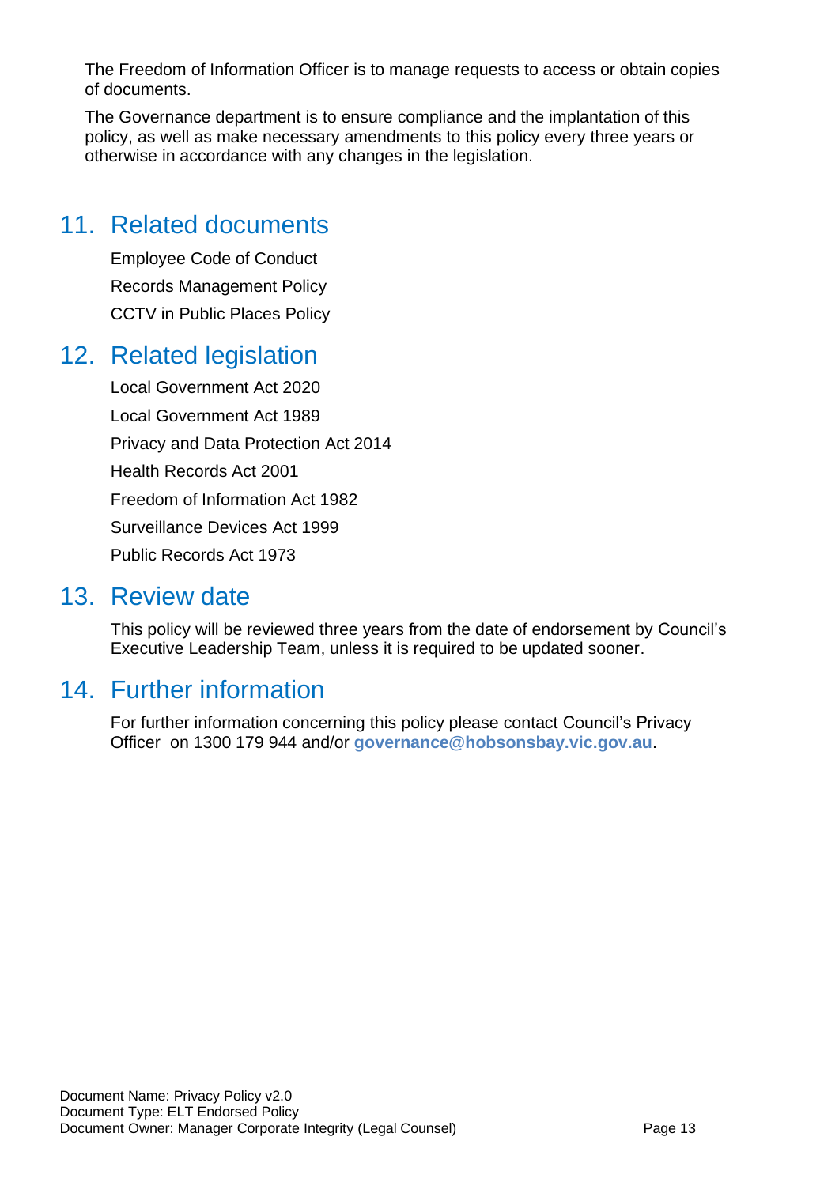The Freedom of Information Officer is to manage requests to access or obtain copies of documents.

The Governance department is to ensure compliance and the implantation of this policy, as well as make necessary amendments to this policy every three years or otherwise in accordance with any changes in the legislation.

## 11. Related documents

Employee Code of Conduct

Records Management Policy

CCTV in Public Places Policy

## 12. Related legislation

Local Government Act 2020

Local Government Act 1989

Privacy and Data Protection Act 2014

Health Records Act 2001

Freedom of Information Act 1982

Surveillance Devices Act 1999

Public Records Act 1973

## 13. Review date

This policy will be reviewed three years from the date of endorsement by Council's Executive Leadership Team, unless it is required to be updated sooner.

## 14. Further information

For further information concerning this policy please contact Council's Privacy Officer on 1300 179 944 and/or **governance@hobsonsbay.vic.gov.au**.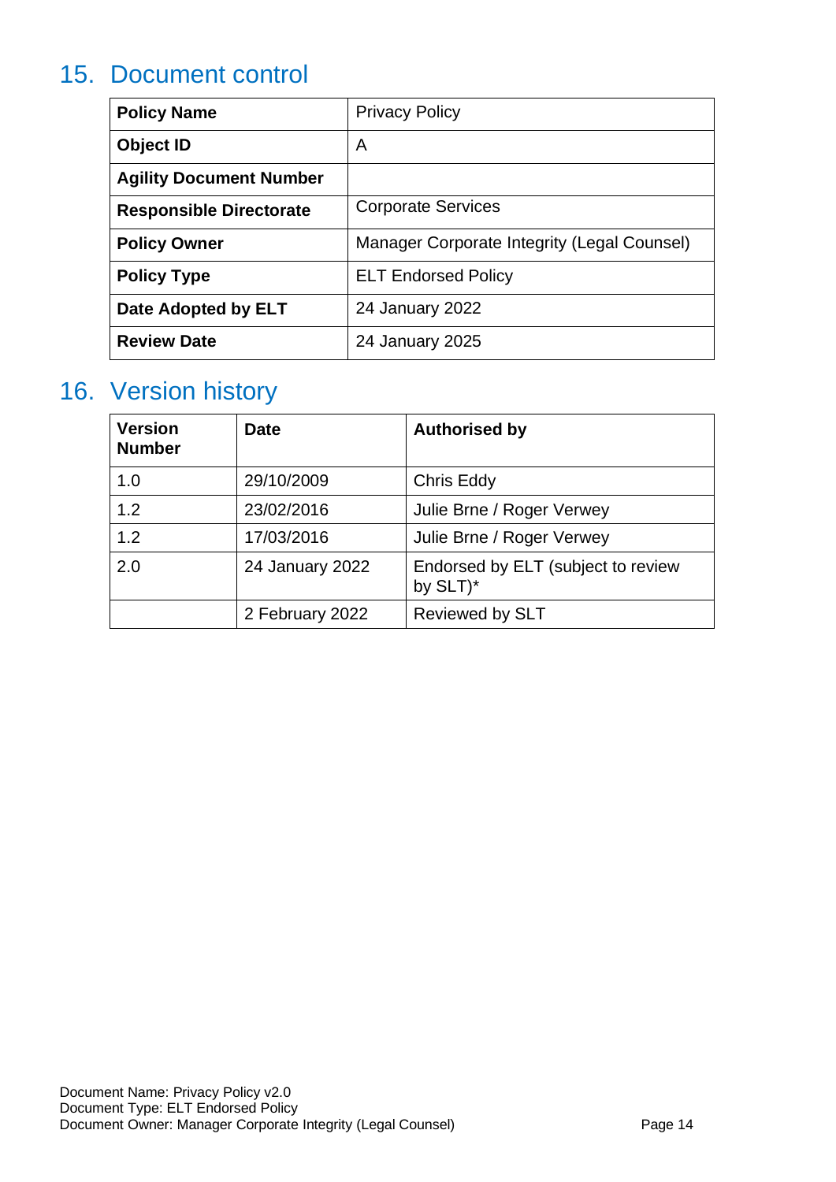## 15. Document control

| Policy Name | Privacy Policy |
|---|---|
| Object ID | A |
| Agility Document Number | |
| Responsible Directorate | Corporate Services |
| Policy Owner | Manager Corporate Integrity (Legal Counsel) |
| Policy Type | ELT Endorsed Policy |
| Date Adopted by ELT | 24 January 2022 |
| Review Date | 24 January 2025 |

## 16. Version history

| Version Number | Date | Authorised by |
|---|---|---|
| 1.0 | 29/10/2009 | Chris Eddy |
| 1.2 | 23/02/2016 | Julie Brne / Roger Verwey |
| 1.2 | 17/03/2016 | Julie Brne / Roger Verwey |
| 2.0 | 24 January 2022 | Endorsed by ELT (subject to review by SLT)* |
| | 2 February 2022 | Reviewed by SLT |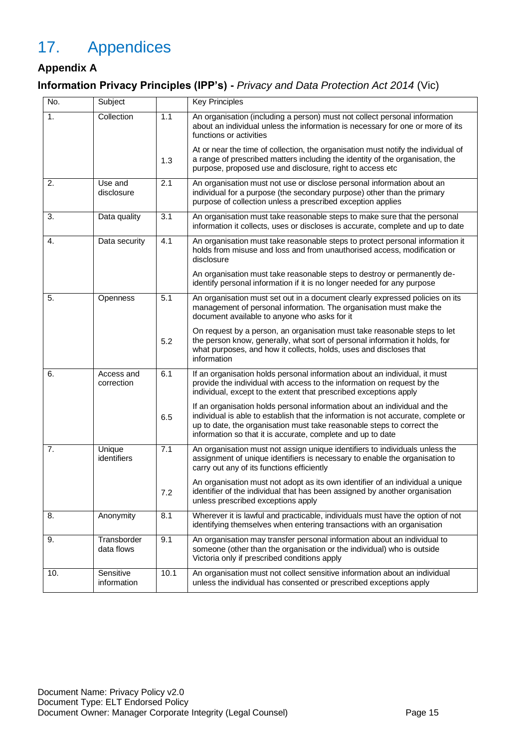# 17. Appendices

### Appendix A

### Information Privacy Principles (IPP's) - *Privacy and Data Protection Act 2014* (Vic)

| No. | Subject | | Key Principles |
|---|---|---|---|
| 1. | Collection | 1.1 | An organisation (including a person) must not collect personal information about an individual unless the information is necessary for one or more of its functions or activities |
| | | 1.3 | At or near the time of collection, the organisation must notify the individual of a range of prescribed matters including the identity of the organisation, the purpose, proposed use and disclosure, right to access etc |
| 2. | Use and disclosure | 2.1 | An organisation must not use or disclose personal information about an individual for a purpose (the secondary purpose) other than the primary purpose of collection unless a prescribed exception applies |
| 3. | Data quality | 3.1 | An organisation must take reasonable steps to make sure that the personal information it collects, uses or discloses is accurate, complete and up to date |
| 4. | Data security | 4.1 | An organisation must take reasonable steps to protect personal information it holds from misuse and loss and from unauthorised access, modification or disclosure |
| | | | An organisation must take reasonable steps to destroy or permanently de-identify personal information if it is no longer needed for any purpose |
| 5. | Openness | 5.1 | An organisation must set out in a document clearly expressed policies on its management of personal information. The organisation must make the document available to anyone who asks for it |
| | | 5.2 | On request by a person, an organisation must take reasonable steps to let the person know, generally, what sort of personal information it holds, for what purposes, and how it collects, holds, uses and discloses that information |
| 6. | Access and correction | 6.1 | If an organisation holds personal information about an individual, it must provide the individual with access to the information on request by the individual, except to the extent that prescribed exceptions apply |
| | | 6.5 | If an organisation holds personal information about an individual and the individual is able to establish that the information is not accurate, complete or up to date, the organisation must take reasonable steps to correct the information so that it is accurate, complete and up to date |
| 7. | Unique identifiers | 7.1 | An organisation must not assign unique identifiers to individuals unless the assignment of unique identifiers is necessary to enable the organisation to carry out any of its functions efficiently |
| | | 7.2 | An organisation must not adopt as its own identifier of an individual a unique identifier of the individual that has been assigned by another organisation unless prescribed exceptions apply |
| 8. | Anonymity | 8.1 | Wherever it is lawful and practicable, individuals must have the option of not identifying themselves when entering transactions with an organisation |
| 9. | Transborder data flows | 9.1 | An organisation may transfer personal information about an individual to someone (other than the organisation or the individual) who is outside Victoria only if prescribed conditions apply |
| 10. | Sensitive information | 10.1 | An organisation must not collect sensitive information about an individual unless the individual has consented or prescribed exceptions apply |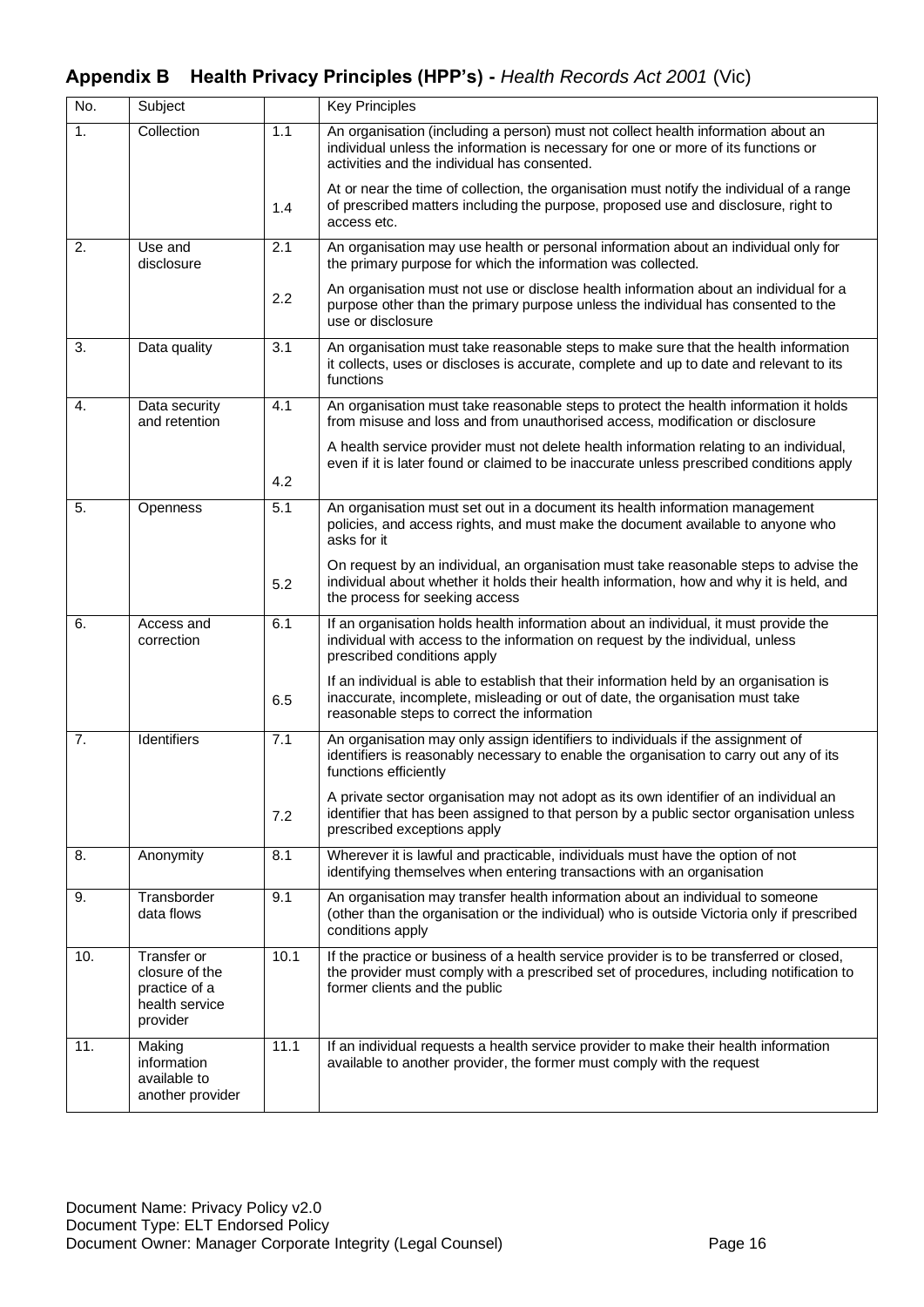## Appendix B Health Privacy Principles (HPP's) - *Health Records Act 2001* (Vic)

| No. | Subject | | Key Principles |
|---|---|---|---|
| 1. | Collection | 1.1 | An organisation (including a person) must not collect health information about an individual unless the information is necessary for one or more of its functions or activities and the individual has consented. |
| | | 1.4 | At or near the time of collection, the organisation must notify the individual of a range of prescribed matters including the purpose, proposed use and disclosure, right to access etc. |
| 2. | Use and disclosure | 2.1 | An organisation may use health or personal information about an individual only for the primary purpose for which the information was collected. |
| | | 2.2 | An organisation must not use or disclose health information about an individual for a purpose other than the primary purpose unless the individual has consented to the use or disclosure |
| 3. | Data quality | 3.1 | An organisation must take reasonable steps to make sure that the health information it collects, uses or discloses is accurate, complete and up to date and relevant to its functions |
| 4. | Data security and retention | 4.1 | An organisation must take reasonable steps to protect the health information it holds from misuse and loss and from unauthorised access, modification or disclosure |
| | | 4.2 | A health service provider must not delete health information relating to an individual, even if it is later found or claimed to be inaccurate unless prescribed conditions apply |
| 5. | Openness | 5.1 | An organisation must set out in a document its health information management policies, and access rights, and must make the document available to anyone who asks for it |
| | | 5.2 | On request by an individual, an organisation must take reasonable steps to advise the individual about whether it holds their health information, how and why it is held, and the process for seeking access |
| 6. | Access and correction | 6.1 | If an organisation holds health information about an individual, it must provide the individual with access to the information on request by the individual, unless prescribed conditions apply |
| | | 6.5 | If an individual is able to establish that their information held by an organisation is inaccurate, incomplete, misleading or out of date, the organisation must take reasonable steps to correct the information |
| 7. | Identifiers | 7.1 | An organisation may only assign identifiers to individuals if the assignment of identifiers is reasonably necessary to enable the organisation to carry out any of its functions efficiently |
| | | 7.2 | A private sector organisation may not adopt as its own identifier of an individual an identifier that has been assigned to that person by a public sector organisation unless prescribed exceptions apply |
| 8. | Anonymity | 8.1 | Wherever it is lawful and practicable, individuals must have the option of not identifying themselves when entering transactions with an organisation |
| 9. | Transborder data flows | 9.1 | An organisation may transfer health information about an individual to someone (other than the organisation or the individual) who is outside Victoria only if prescribed conditions apply |
| 10. | Transfer or closure of the practice of a health service provider | 10.1 | If the practice or business of a health service provider is to be transferred or closed, the provider must comply with a prescribed set of procedures, including notification to former clients and the public |
| 11. | Making information available to another provider | 11.1 | If an individual requests a health service provider to make their health information available to another provider, the former must comply with the request |